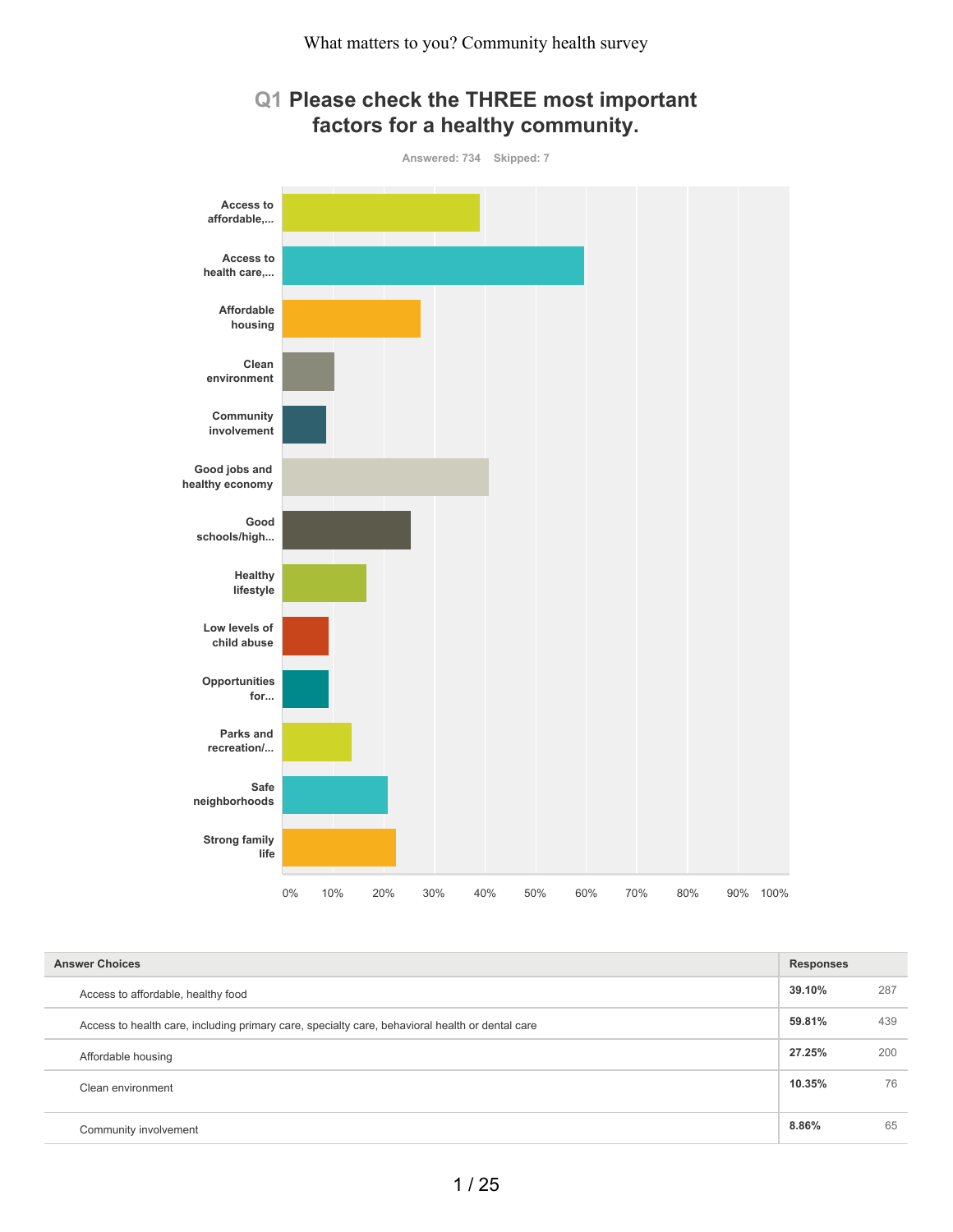What matters to you? Community health survey

## Q1 Please check the THREE most important factors for a healthy community.

Answered: 734 Skipped: 7

| Answer Choices | Responses | |
|---|---|---|
| Access to affordable, healthy food | 39.10% | 287 |
| Access to health care, including primary care, specialty care, behavioral health or dental care | 59.81% | 439 |
| Affordable housing | 27.25% | 200 |
| Clean environment | 10.35% | 76 |
| Community involvement | 8.86% | 65 |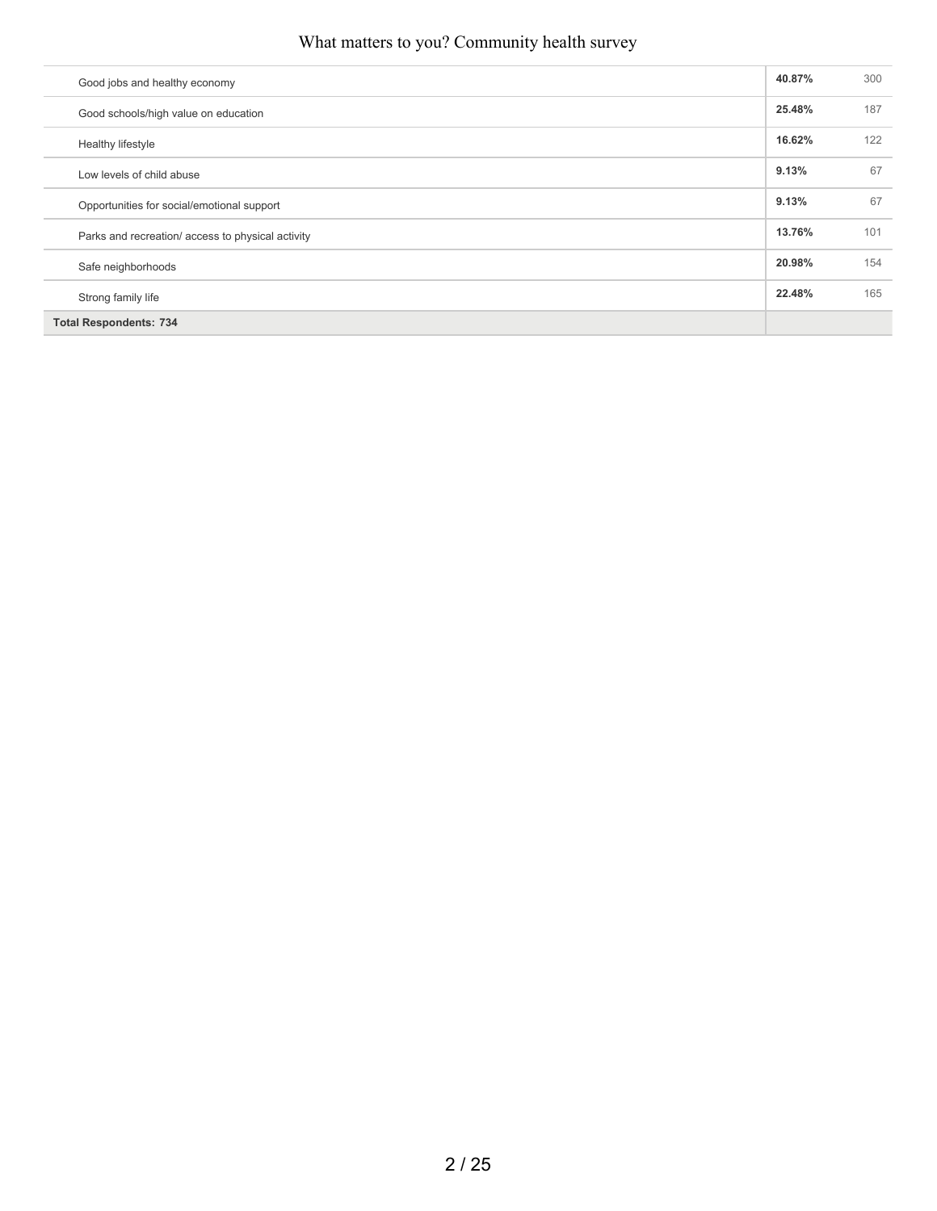| | | |
|---|---|---|
| Good jobs and healthy economy | **40.87%** | 300 |
| Good schools/high value on education | **25.48%** | 187 |
| Healthy lifestyle | **16.62%** | 122 |
| Low levels of child abuse | **9.13%** | 67 |
| Opportunities for social/emotional support | **9.13%** | 67 |
| Parks and recreation/ access to physical activity | **13.76%** | 101 |
| Safe neighborhoods | **20.98%** | 154 |
| Strong family life | **22.48%** | 165 |
| **Total Respondents: 734** | | |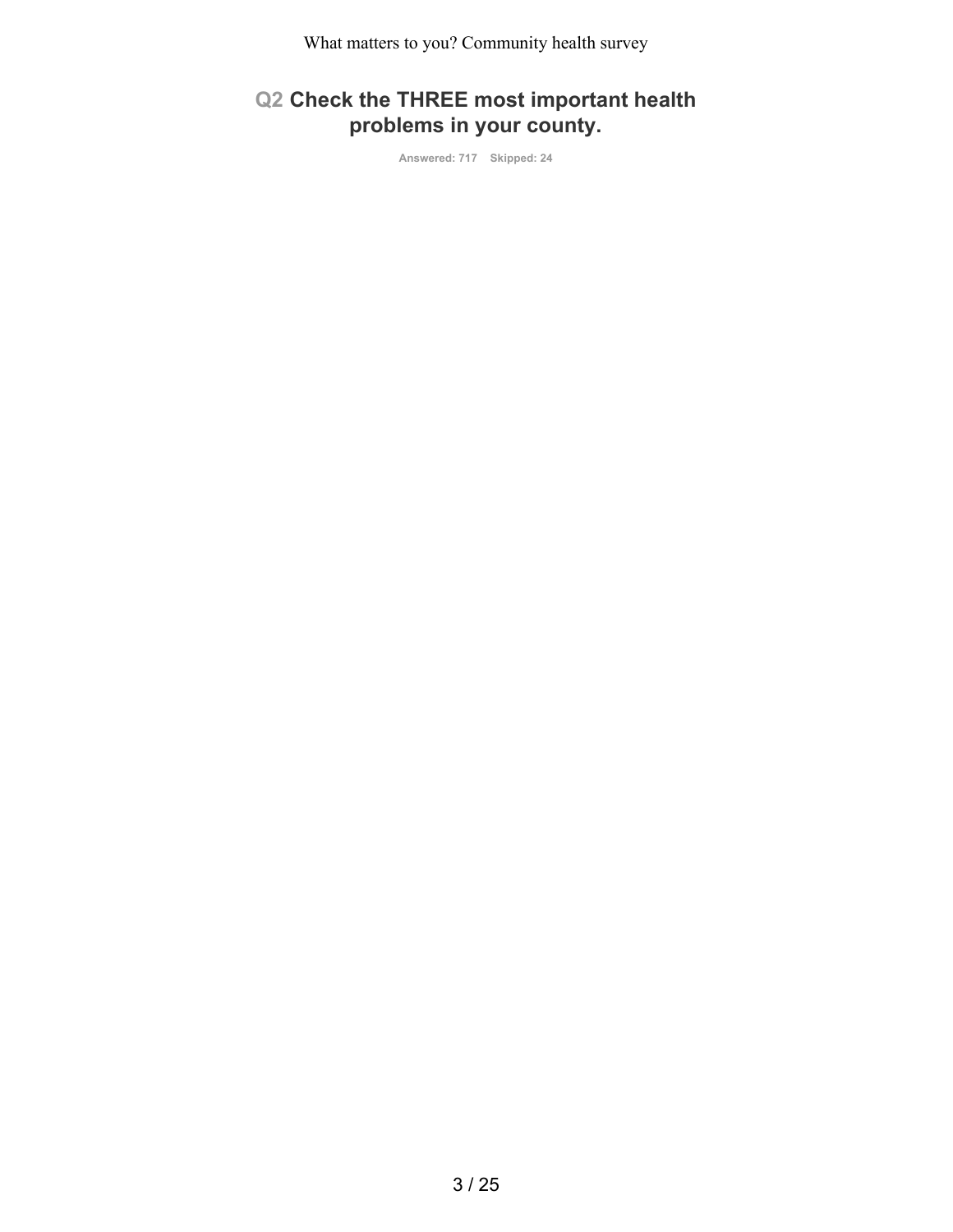## Q2 Check the THREE most important health problems in your county.

Answered: 717 Skipped: 24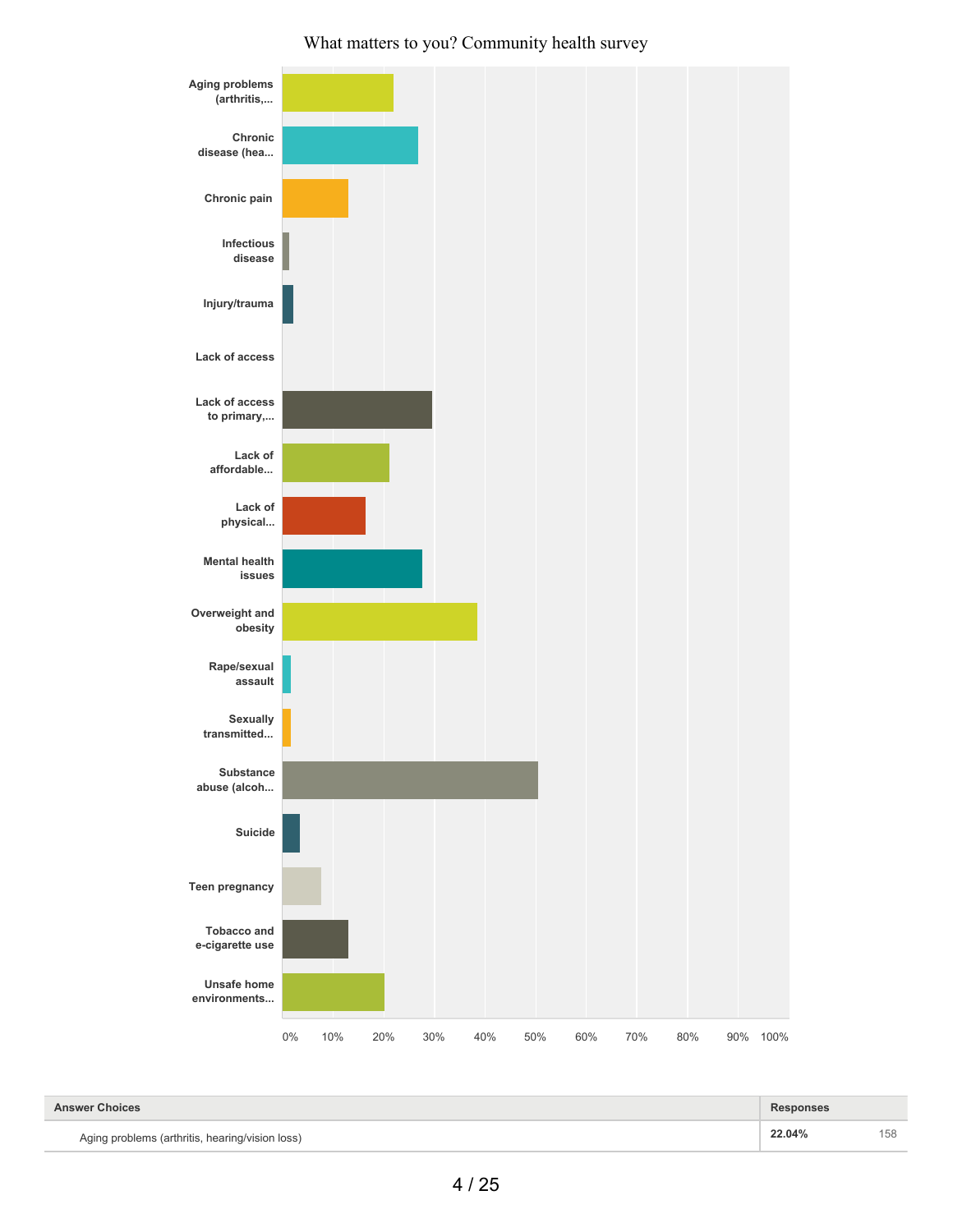What matters to you? Community health survey

| Answer Choices | Responses | |
|---|---|---|
| Aging problems (arthritis, hearing/vision loss) | 22.04% | 158 |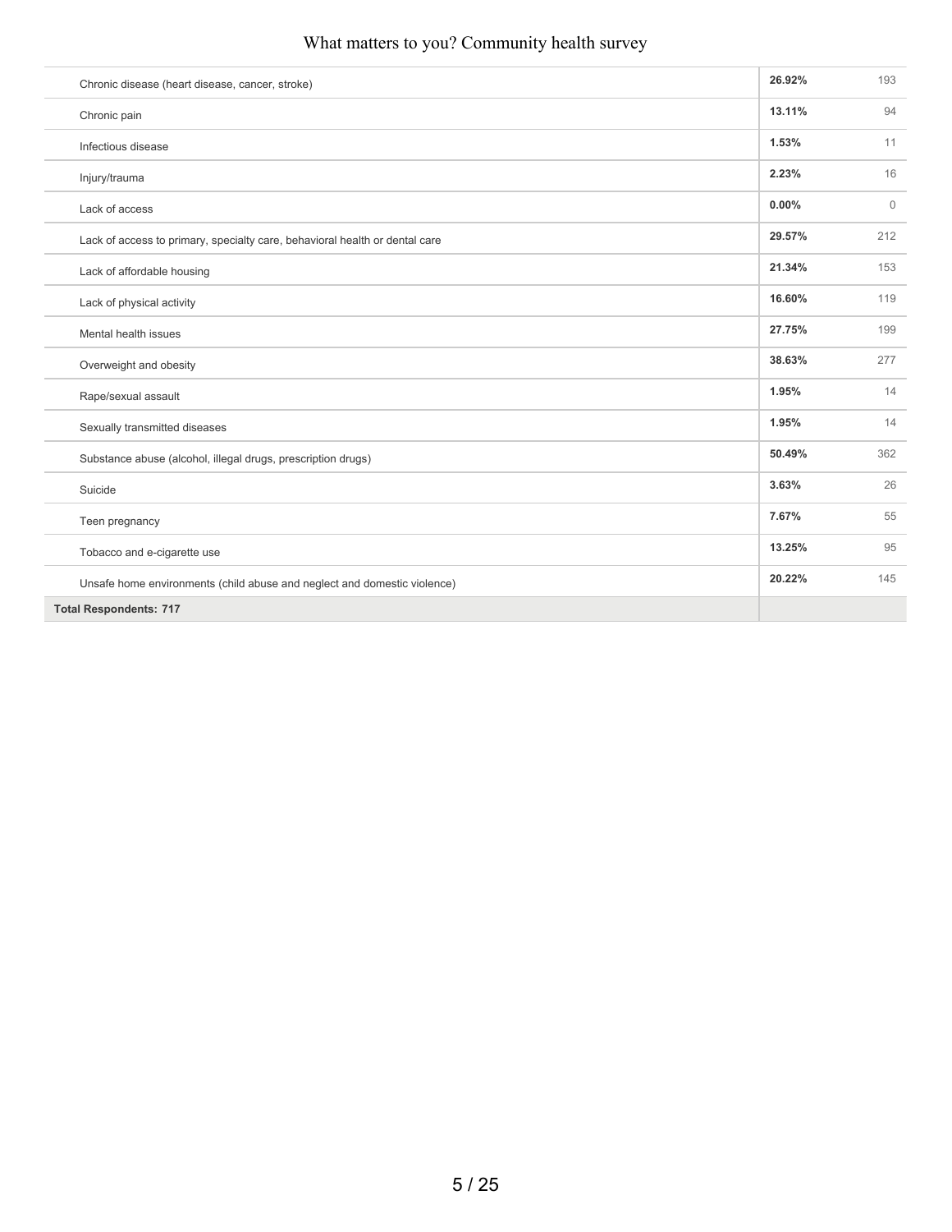| | | |
|---|---|---|
| Chronic disease (heart disease, cancer, stroke) | 26.92% | 193 |
| Chronic pain | 13.11% | 94 |
| Infectious disease | 1.53% | 11 |
| Injury/trauma | 2.23% | 16 |
| Lack of access | 0.00% | 0 |
| Lack of access to primary, specialty care, behavioral health or dental care | 29.57% | 212 |
| Lack of affordable housing | 21.34% | 153 |
| Lack of physical activity | 16.60% | 119 |
| Mental health issues | 27.75% | 199 |
| Overweight and obesity | 38.63% | 277 |
| Rape/sexual assault | 1.95% | 14 |
| Sexually transmitted diseases | 1.95% | 14 |
| Substance abuse (alcohol, illegal drugs, prescription drugs) | 50.49% | 362 |
| Suicide | 3.63% | 26 |
| Teen pregnancy | 7.67% | 55 |
| Tobacco and e-cigarette use | 13.25% | 95 |
| Unsafe home environments (child abuse and neglect and domestic violence) | 20.22% | 145 |
| **Total Respondents: 717** | | |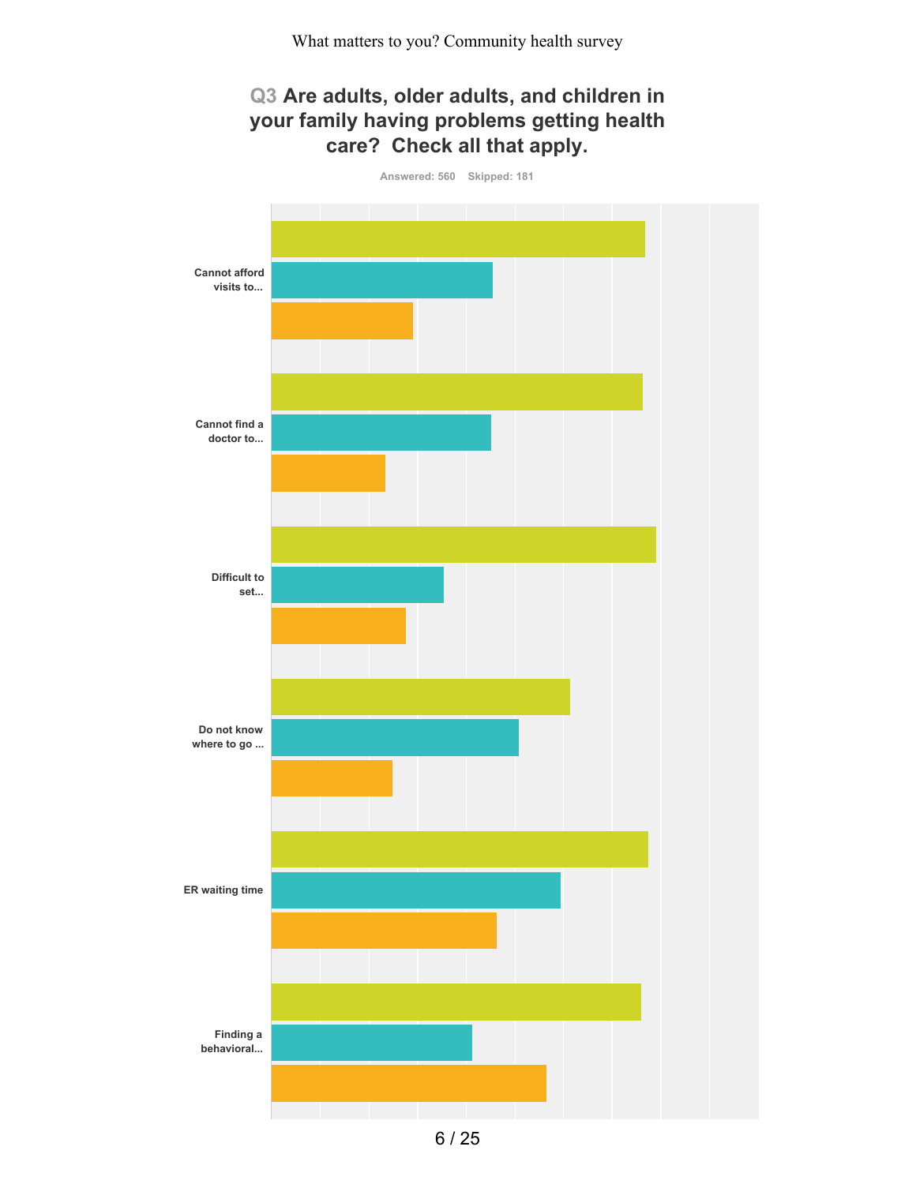# Q3 Are adults, older adults, and children in your family having problems getting health care? Check all that apply.

Answered: 560 Skipped: 181

Cannot afford visits to...

Cannot find a doctor to...

Difficult to set...

Do not know where to go ...

ER waiting time

Finding a behavioral...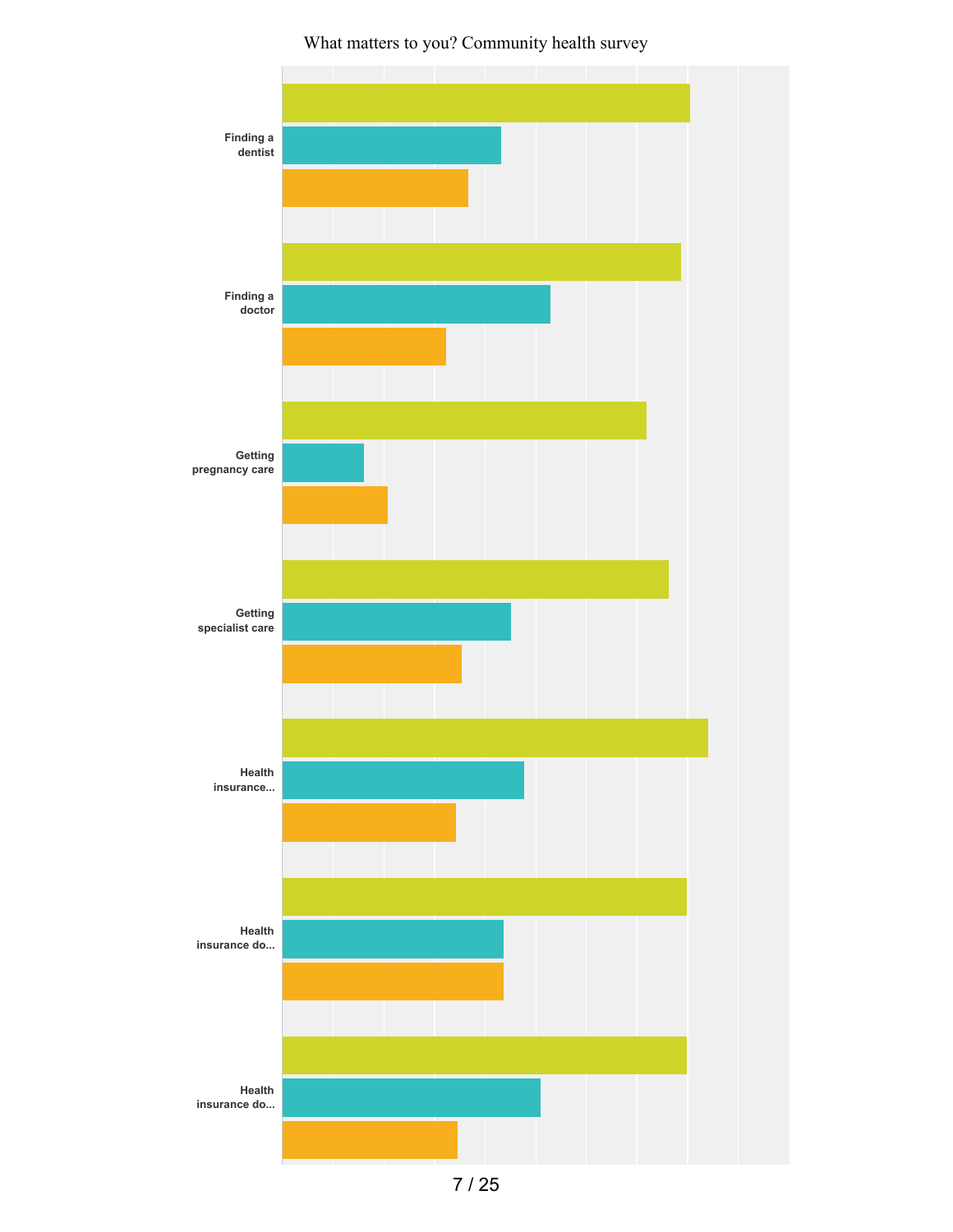What matters to you? Community health survey

Finding a dentist

Finding a doctor

Getting pregnancy care

Getting specialist care

Health insurance...

Health insurance do...

Health insurance do...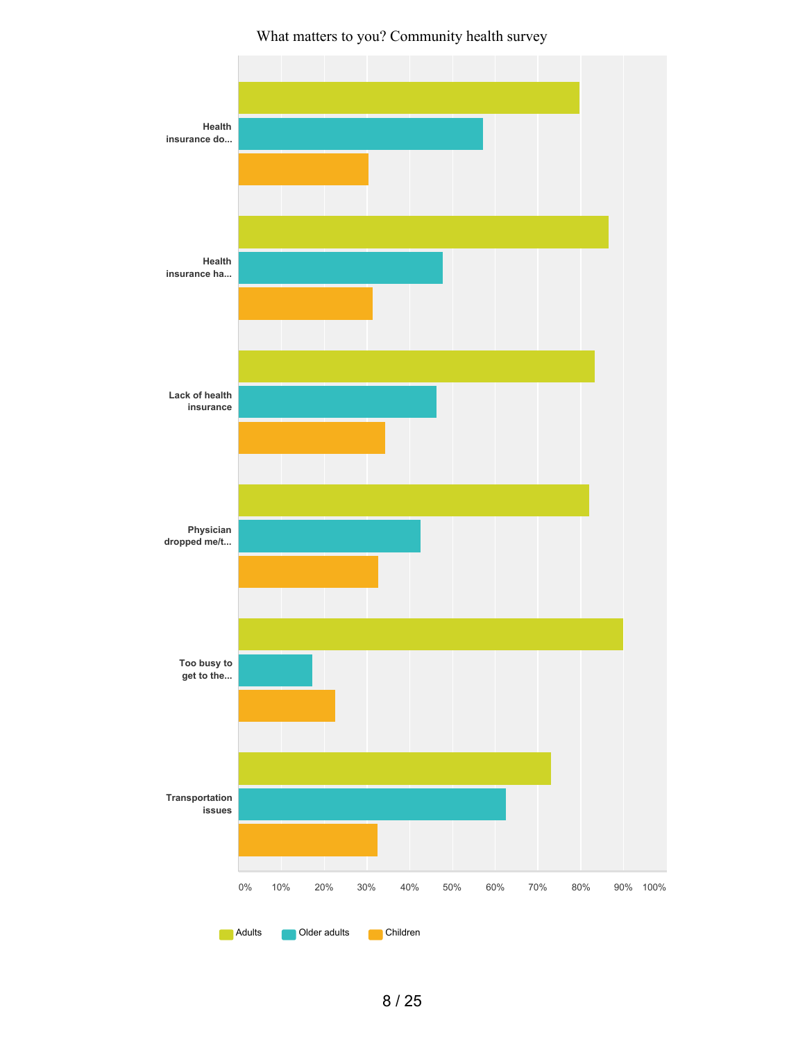What matters to you? Community health survey

| | Adults | Older adults | Children |
|---|---|---|---|
| Health insurance do... | | | |
| Health insurance ha... | | | |
| Lack of health insurance | | | |
| Physician dropped me/t... | | | |
| Too busy to get to the... | | | |
| Transportation issues | | | |

0% 10% 20% 30% 40% 50% 60% 70% 80% 90% 100%

Adults Older adults Children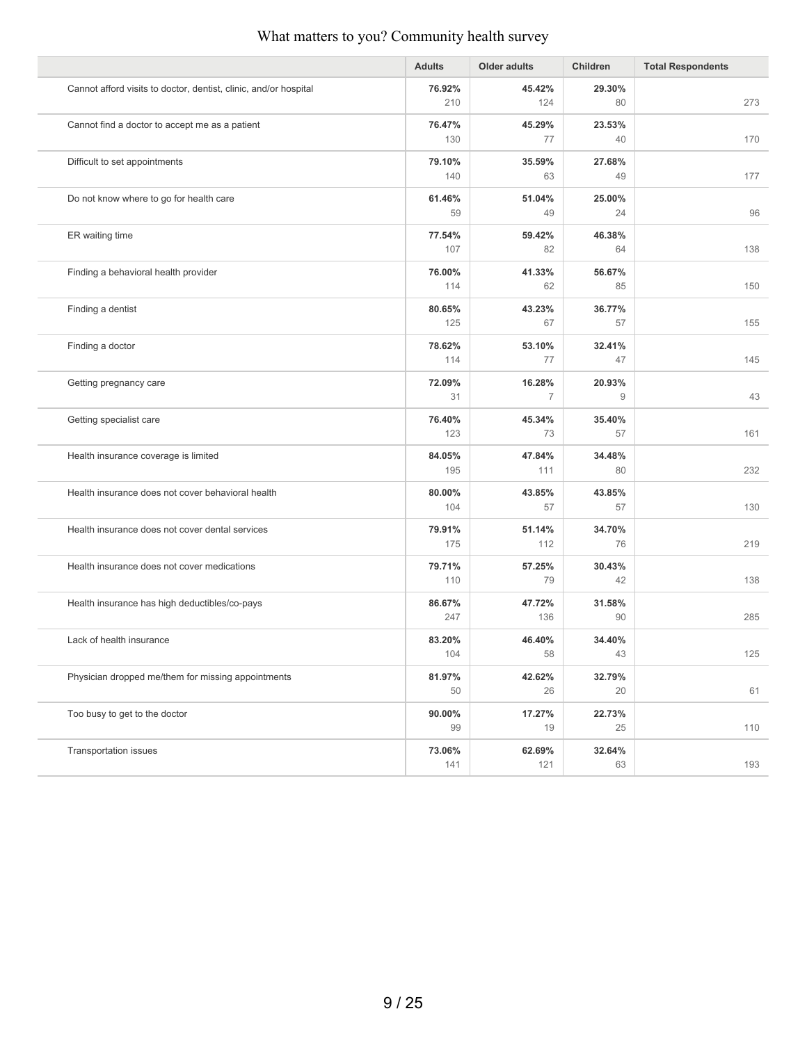# What matters to you? Community health survey

| | Adults | Older adults | Children | Total Respondents |
|---|---|---|---|---|
| Cannot afford visits to doctor, dentist, clinic, and/or hospital | **76.92%** 210 | **45.42%** 124 | **29.30%** 80 | 273 |
| Cannot find a doctor to accept me as a patient | **76.47%** 130 | **45.29%** 77 | **23.53%** 40 | 170 |
| Difficult to set appointments | **79.10%** 140 | **35.59%** 63 | **27.68%** 49 | 177 |
| Do not know where to go for health care | **61.46%** 59 | **51.04%** 49 | **25.00%** 24 | 96 |
| ER waiting time | **77.54%** 107 | **59.42%** 82 | **46.38%** 64 | 138 |
| Finding a behavioral health provider | **76.00%** 114 | **41.33%** 62 | **56.67%** 85 | 150 |
| Finding a dentist | **80.65%** 125 | **43.23%** 67 | **36.77%** 57 | 155 |
| Finding a doctor | **78.62%** 114 | **53.10%** 77 | **32.41%** 47 | 145 |
| Getting pregnancy care | **72.09%** 31 | **16.28%** 7 | **20.93%** 9 | 43 |
| Getting specialist care | **76.40%** 123 | **45.34%** 73 | **35.40%** 57 | 161 |
| Health insurance coverage is limited | **84.05%** 195 | **47.84%** 111 | **34.48%** 80 | 232 |
| Health insurance does not cover behavioral health | **80.00%** 104 | **43.85%** 57 | **43.85%** 57 | 130 |
| Health insurance does not cover dental services | **79.91%** 175 | **51.14%** 112 | **34.70%** 76 | 219 |
| Health insurance does not cover medications | **79.71%** 110 | **57.25%** 79 | **30.43%** 42 | 138 |
| Health insurance has high deductibles/co-pays | **86.67%** 247 | **47.72%** 136 | **31.58%** 90 | 285 |
| Lack of health insurance | **83.20%** 104 | **46.40%** 58 | **34.40%** 43 | 125 |
| Physician dropped me/them for missing appointments | **81.97%** 50 | **42.62%** 26 | **32.79%** 20 | 61 |
| Too busy to get to the doctor | **90.00%** 99 | **17.27%** 19 | **22.73%** 25 | 110 |
| Transportation issues | **73.06%** 141 | **62.69%** 121 | **32.64%** 63 | 193 |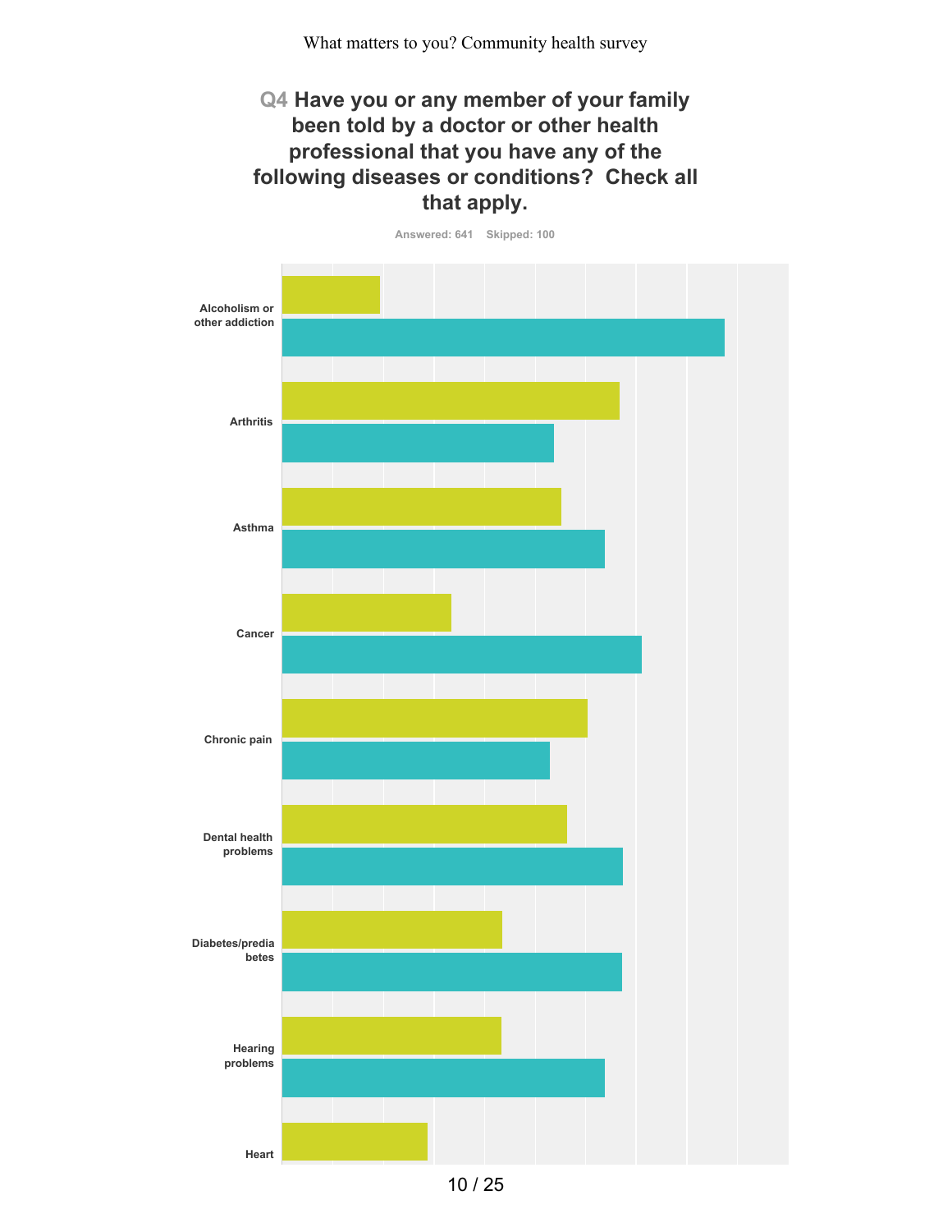What matters to you? Community health survey

## Q4 Have you or any member of your family been told by a doctor or other health professional that you have any of the following diseases or conditions? Check all that apply.

Answered: 641 Skipped: 100

Alcoholism or other addiction

Arthritis

Asthma

Cancer

Chronic pain

Dental health problems

Diabetes/prediabetes

Hearing problems

Heart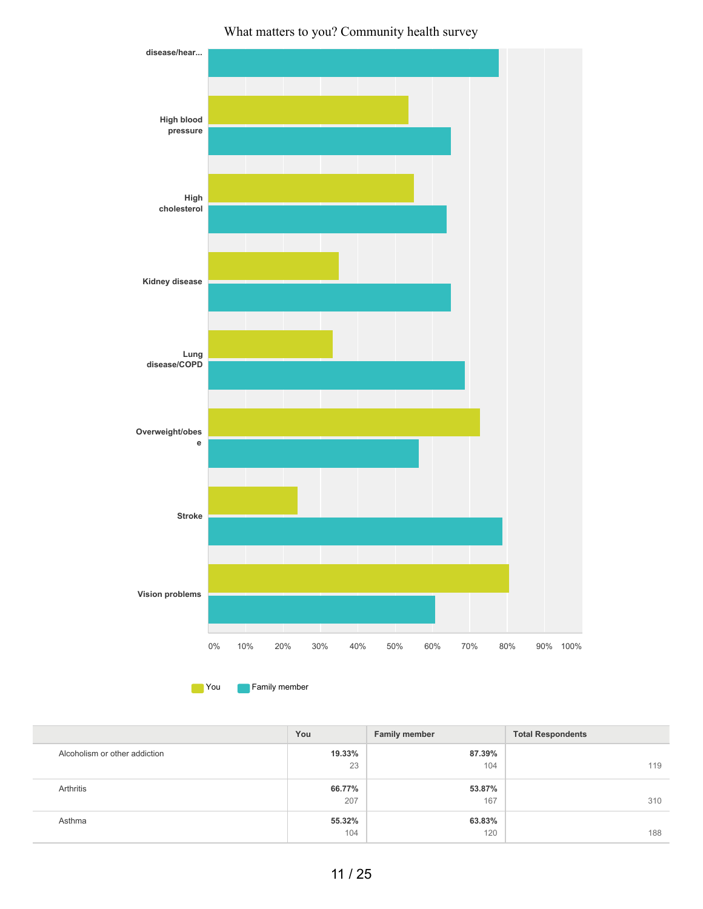What matters to you? Community health survey

|  | You | Family member | Total Respondents |
|---|---|---|---|
| Alcoholism or other addiction | 19.33%<br>23 | 87.39%<br>104 | 119 |
| Arthritis | 66.77%<br>207 | 53.87%<br>167 | 310 |
| Asthma | 55.32%<br>104 | 63.83%<br>120 | 188 |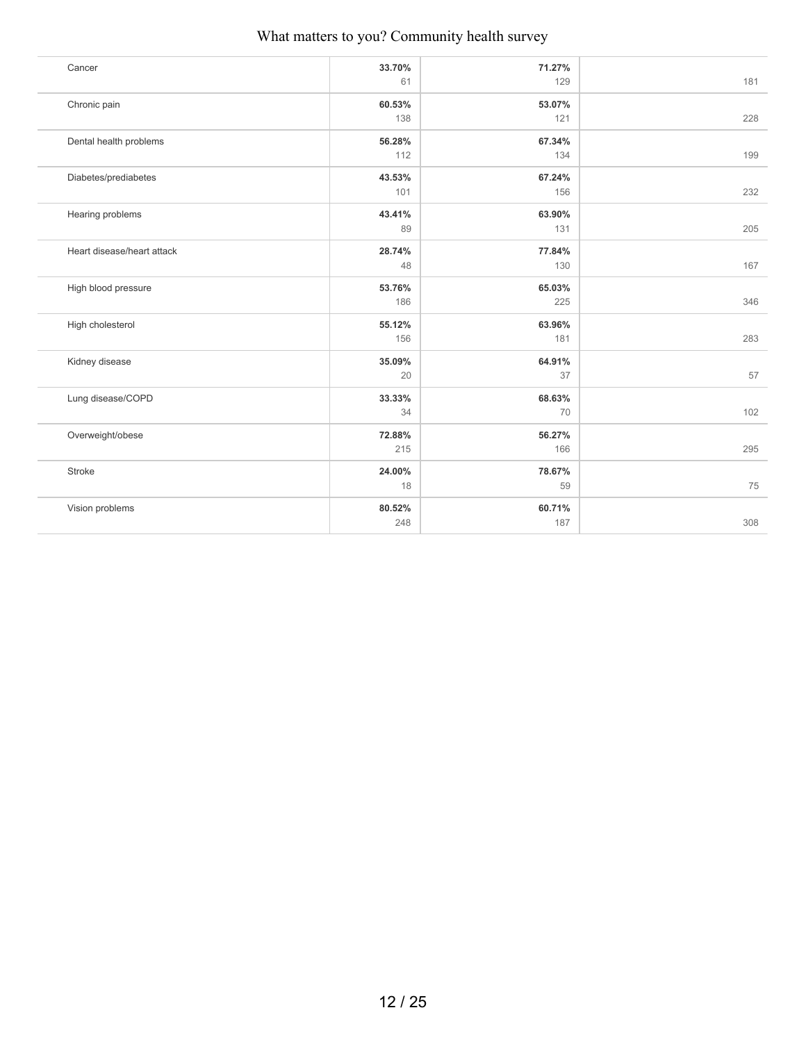| | | | |
|---|---|---|---|
| Cancer | **33.70%**<br>61 | **71.27%**<br>129 | 181 |
| Chronic pain | **60.53%**<br>138 | **53.07%**<br>121 | 228 |
| Dental health problems | **56.28%**<br>112 | **67.34%**<br>134 | 199 |
| Diabetes/prediabetes | **43.53%**<br>101 | **67.24%**<br>156 | 232 |
| Hearing problems | **43.41%**<br>89 | **63.90%**<br>131 | 205 |
| Heart disease/heart attack | **28.74%**<br>48 | **77.84%**<br>130 | 167 |
| High blood pressure | **53.76%**<br>186 | **65.03%**<br>225 | 346 |
| High cholesterol | **55.12%**<br>156 | **63.96%**<br>181 | 283 |
| Kidney disease | **35.09%**<br>20 | **64.91%**<br>37 | 57 |
| Lung disease/COPD | **33.33%**<br>34 | **68.63%**<br>70 | 102 |
| Overweight/obese | **72.88%**<br>215 | **56.27%**<br>166 | 295 |
| Stroke | **24.00%**<br>18 | **78.67%**<br>59 | 75 |
| Vision problems | **80.52%**<br>248 | **60.71%**<br>187 | 308 |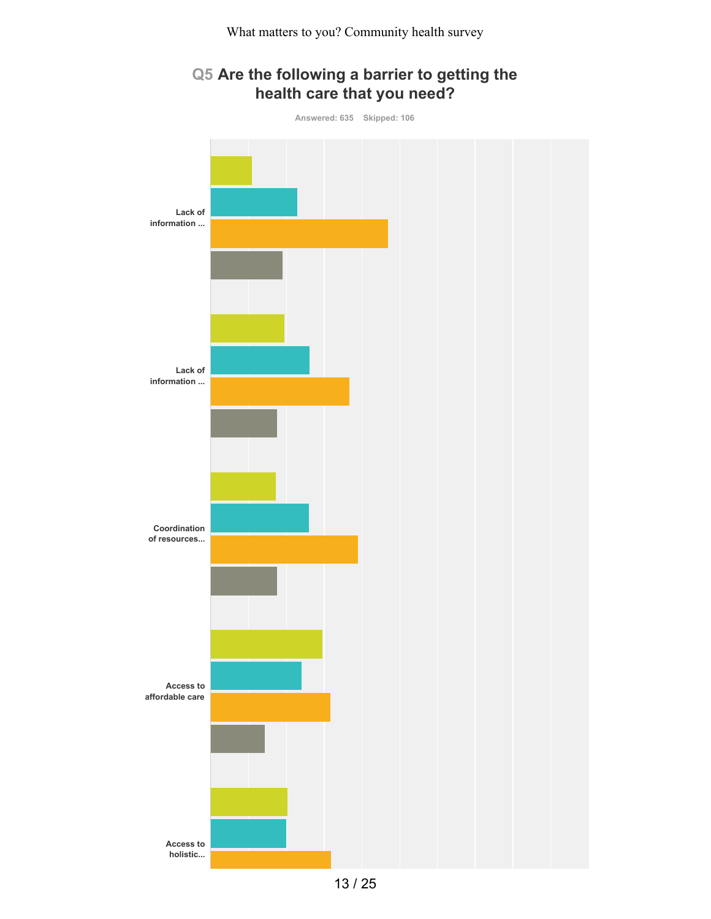# Q5 Are the following a barrier to getting the health care that you need?

Answered: 635    Skipped: 106

Lack of information ...

Lack of information ...

Coordination of resources...

Access to affordable care

Access to holistic...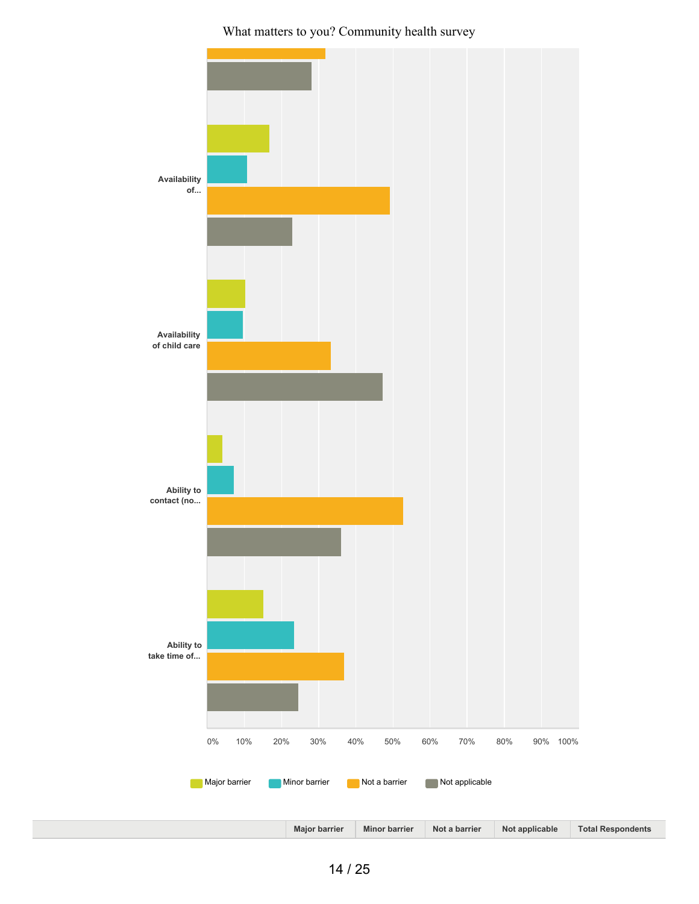What matters to you? Community health survey

Availability of...

Availability of child care

Ability to contact (no...

Ability to take time of...

0% 10% 20% 30% 40% 50% 60% 70% 80% 90% 100%

Major barrier | Minor barrier | Not a barrier | Not applicable

| | Major barrier | Minor barrier | Not a barrier | Not applicable | Total Respondents |
|---|---|---|---|---|---|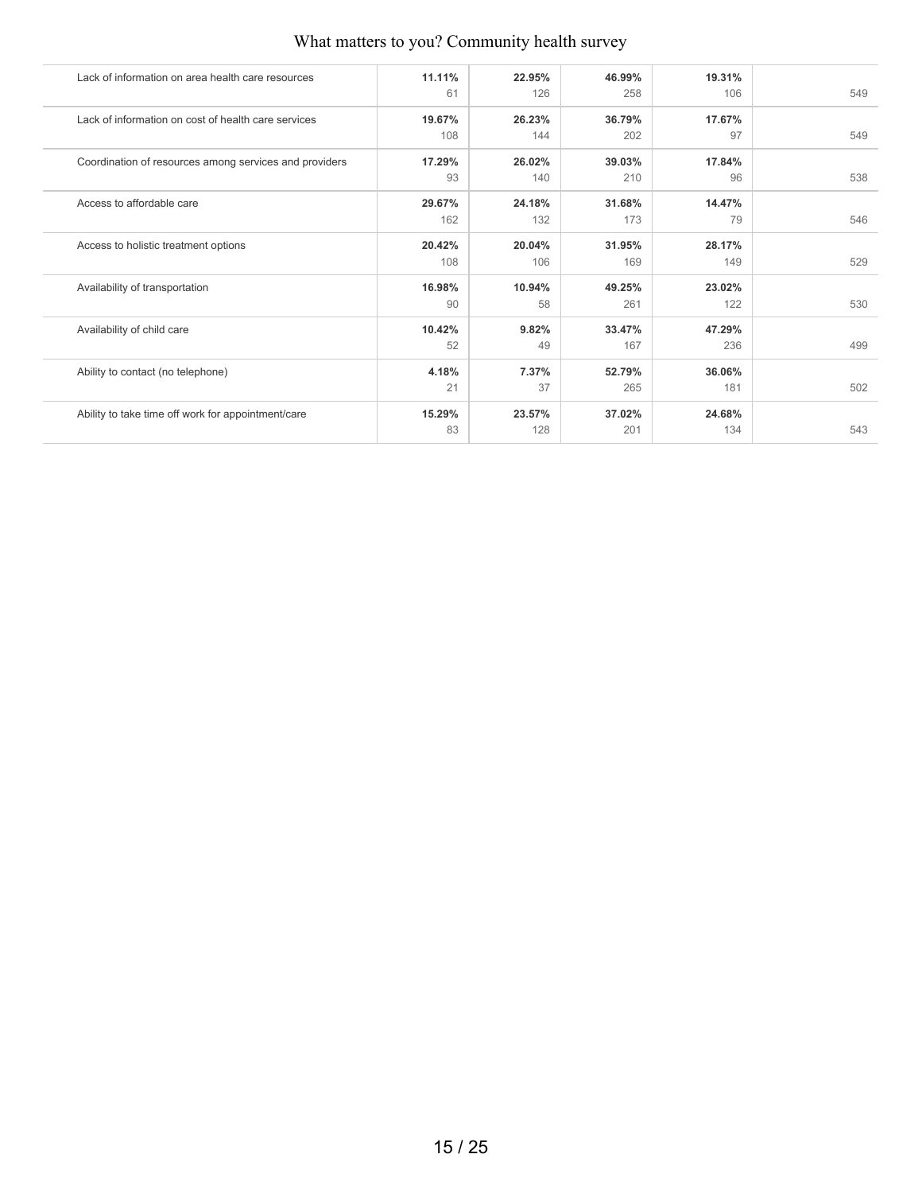| | | | | | |
|---|---|---|---|---|---|
| Lack of information on area health care resources | **11.11%**<br>61 | **22.95%**<br>126 | **46.99%**<br>258 | **19.31%**<br>106 | 549 |
| Lack of information on cost of health care services | **19.67%**<br>108 | **26.23%**<br>144 | **36.79%**<br>202 | **17.67%**<br>97 | 549 |
| Coordination of resources among services and providers | **17.29%**<br>93 | **26.02%**<br>140 | **39.03%**<br>210 | **17.84%**<br>96 | 538 |
| Access to affordable care | **29.67%**<br>162 | **24.18%**<br>132 | **31.68%**<br>173 | **14.47%**<br>79 | 546 |
| Access to holistic treatment options | **20.42%**<br>108 | **20.04%**<br>106 | **31.95%**<br>169 | **28.17%**<br>149 | 529 |
| Availability of transportation | **16.98%**<br>90 | **10.94%**<br>58 | **49.25%**<br>261 | **23.02%**<br>122 | 530 |
| Availability of child care | **10.42%**<br>52 | **9.82%**<br>49 | **33.47%**<br>167 | **47.29%**<br>236 | 499 |
| Ability to contact (no telephone) | **4.18%**<br>21 | **7.37%**<br>37 | **52.79%**<br>265 | **36.06%**<br>181 | 502 |
| Ability to take time off work for appointment/care | **15.29%**<br>83 | **23.57%**<br>128 | **37.02%**<br>201 | **24.68%**<br>134 | 543 |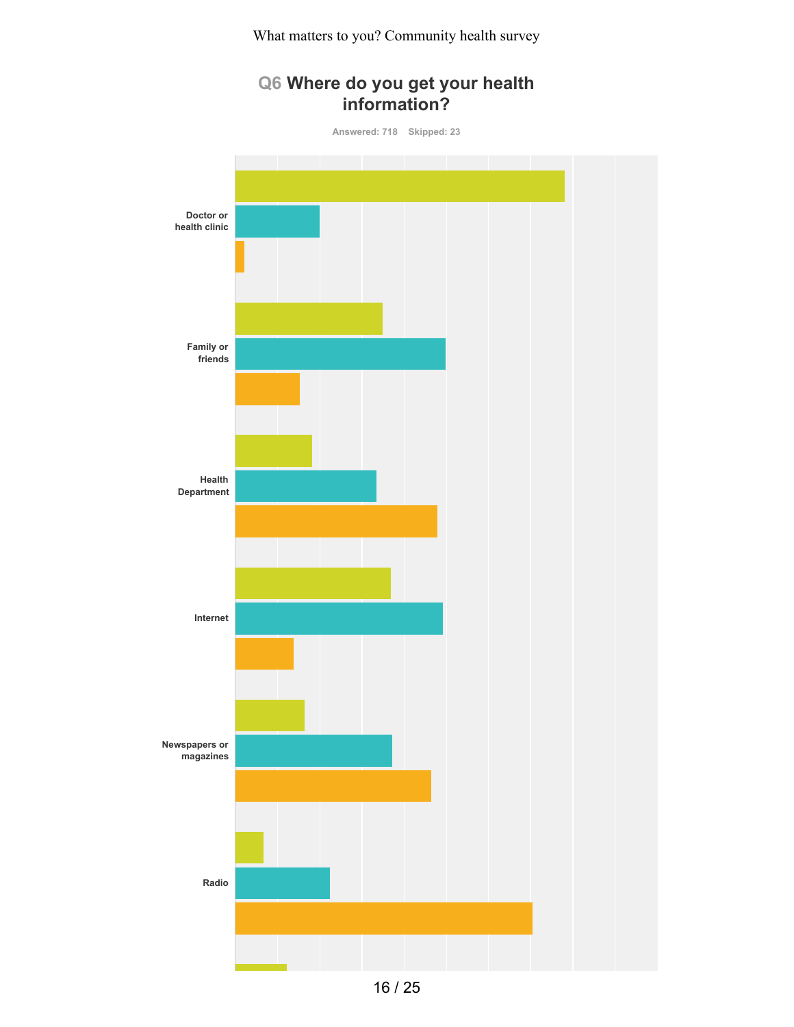What matters to you? Community health survey

## Q6 Where do you get your health information?

Answered: 718 Skipped: 23

Doctor or health clinic

Family or friends

Health Department

Internet

Newspapers or magazines

Radio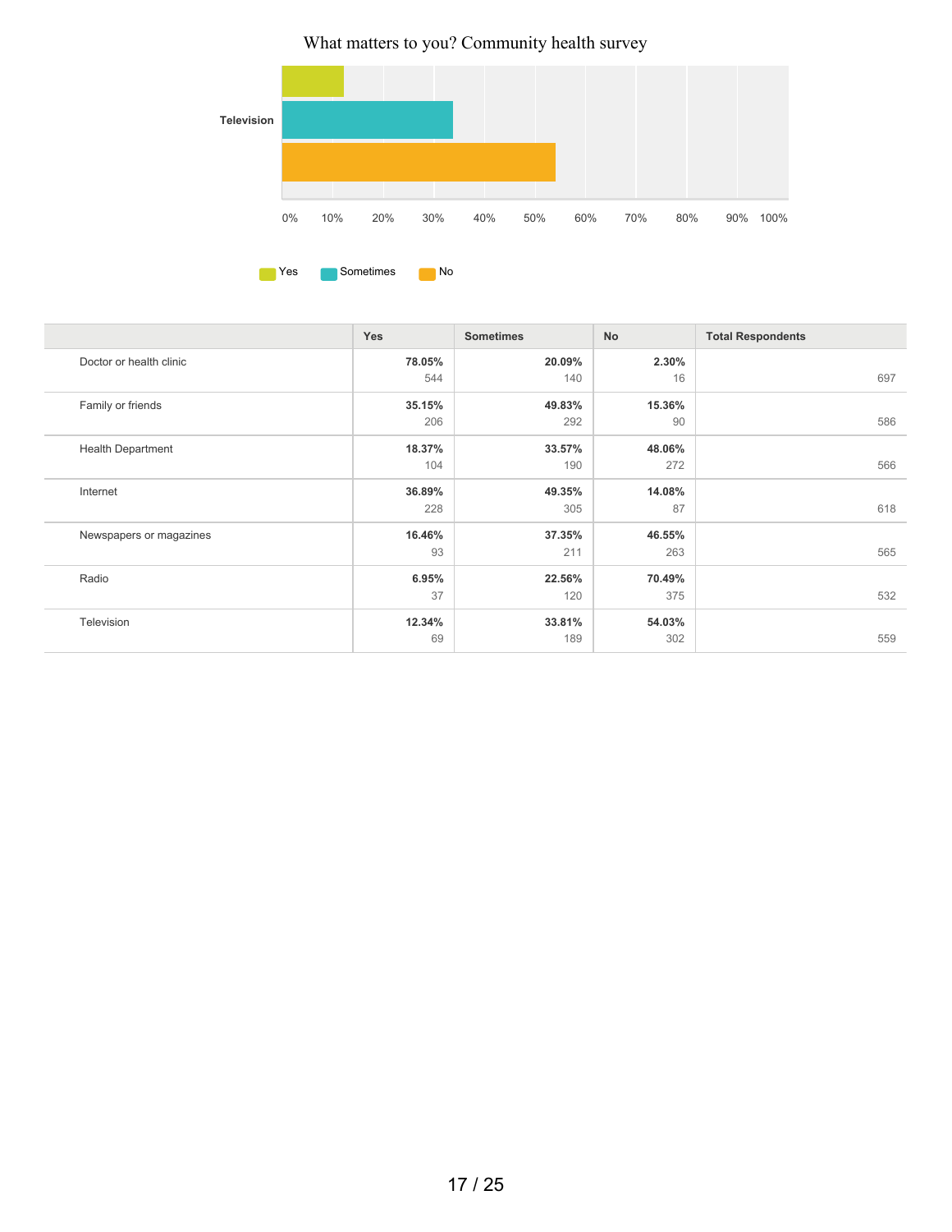What matters to you? Community health survey

| | Yes | Sometimes | No | Total Respondents |
|---|---|---|---|---|
| Doctor or health clinic | **78.05%** 544 | **20.09%** 140 | **2.30%** 16 | 697 |
| Family or friends | **35.15%** 206 | **49.83%** 292 | **15.36%** 90 | 586 |
| Health Department | **18.37%** 104 | **33.57%** 190 | **48.06%** 272 | 566 |
| Internet | **36.89%** 228 | **49.35%** 305 | **14.08%** 87 | 618 |
| Newspapers or magazines | **16.46%** 93 | **37.35%** 211 | **46.55%** 263 | 565 |
| Radio | **6.95%** 37 | **22.56%** 120 | **70.49%** 375 | 532 |
| Television | **12.34%** 69 | **33.81%** 189 | **54.03%** 302 | 559 |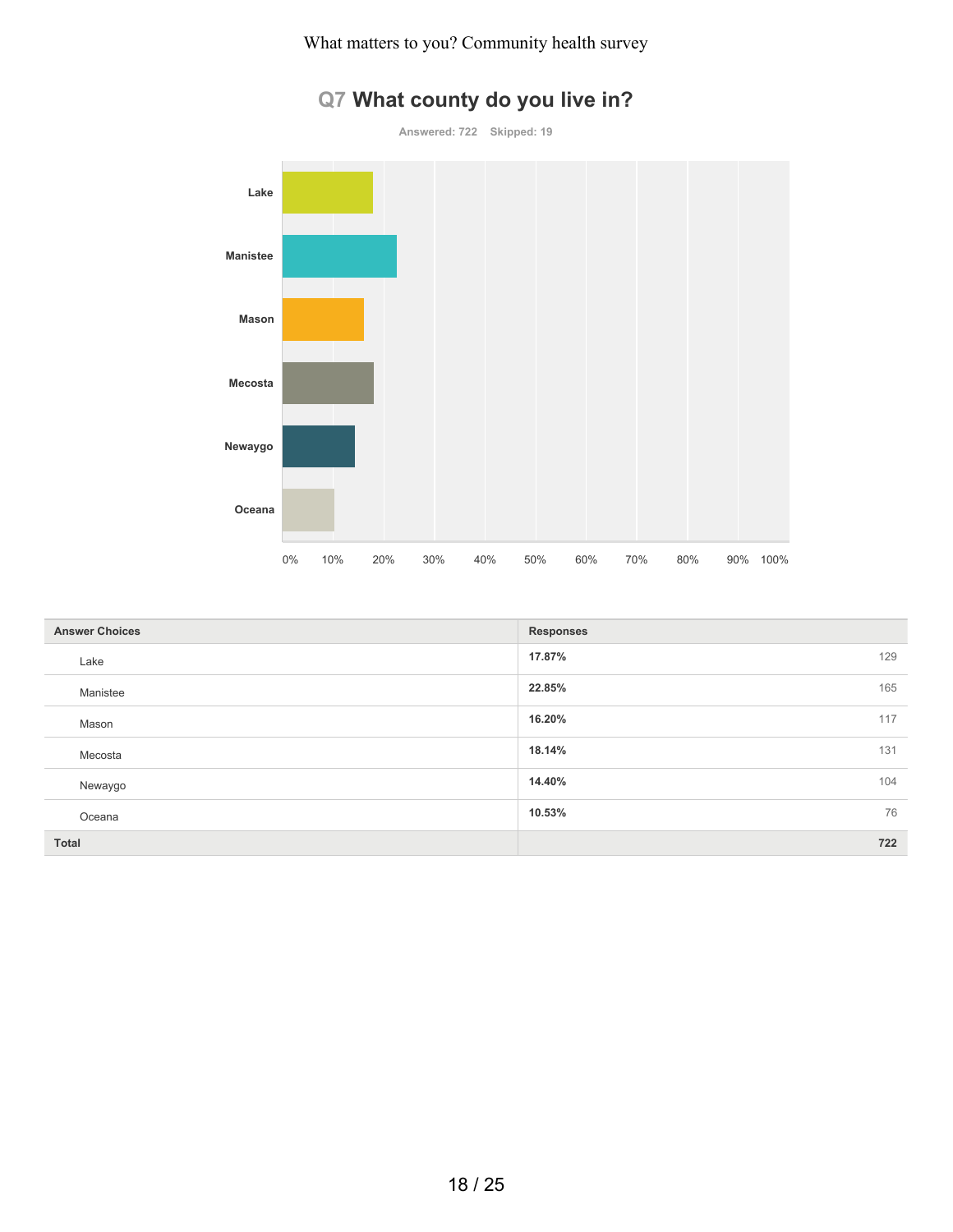# Q7 What county do you live in?

Answered: 722 Skipped: 19

| Answer Choices | Responses | |
|---|---|---|
| Lake | 17.87% | 129 |
| Manistee | 22.85% | 165 |
| Mason | 16.20% | 117 |
| Mecosta | 18.14% | 131 |
| Newaygo | 14.40% | 104 |
| Oceana | 10.53% | 76 |
| **Total** | | **722** |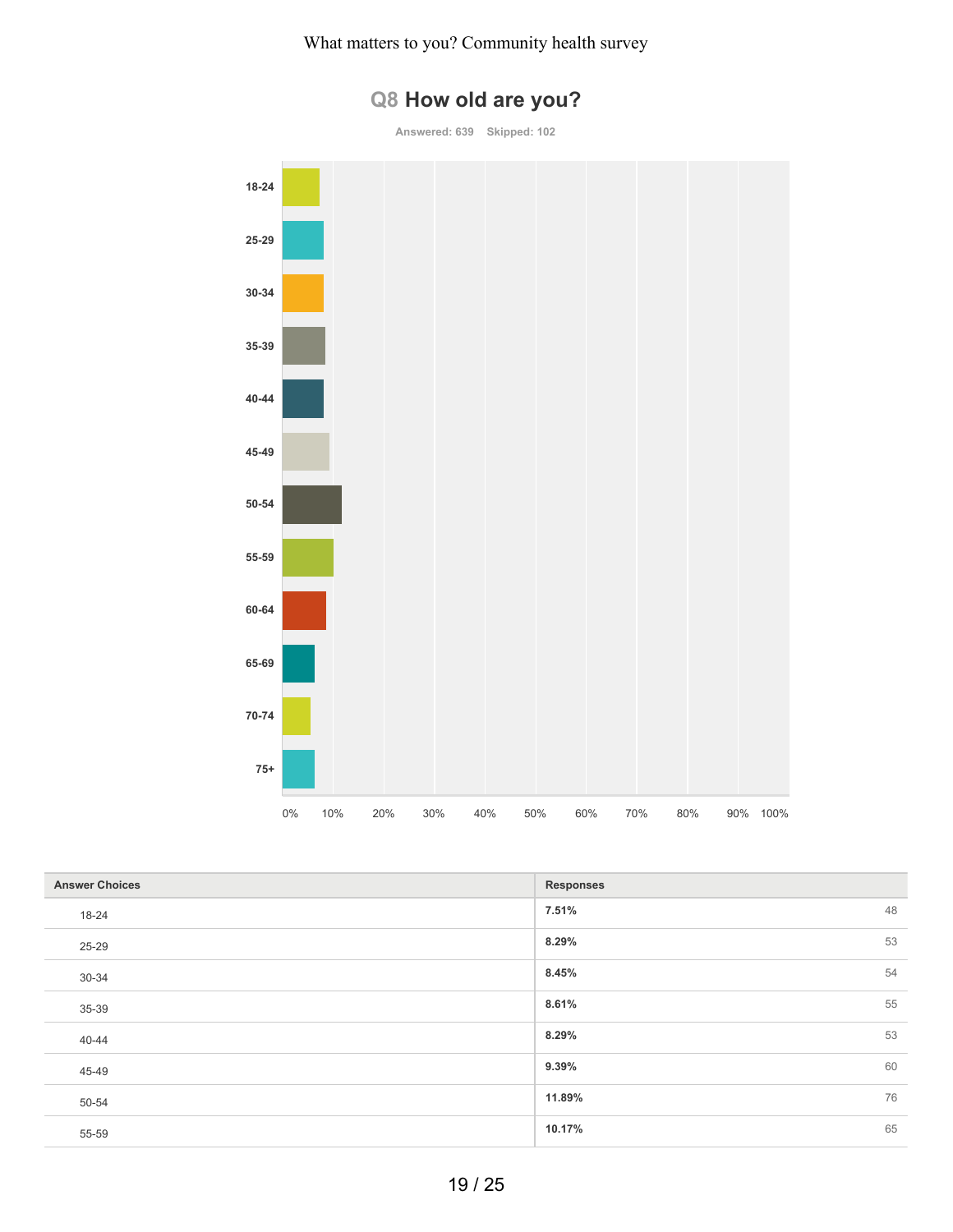# Q8 How old are you?

Answered: 639 Skipped: 102

| Answer Choices | Responses | |
|---|---|---|
| 18-24 | 7.51% | 48 |
| 25-29 | 8.29% | 53 |
| 30-34 | 8.45% | 54 |
| 35-39 | 8.61% | 55 |
| 40-44 | 8.29% | 53 |
| 45-49 | 9.39% | 60 |
| 50-54 | 11.89% | 76 |
| 55-59 | 10.17% | 65 |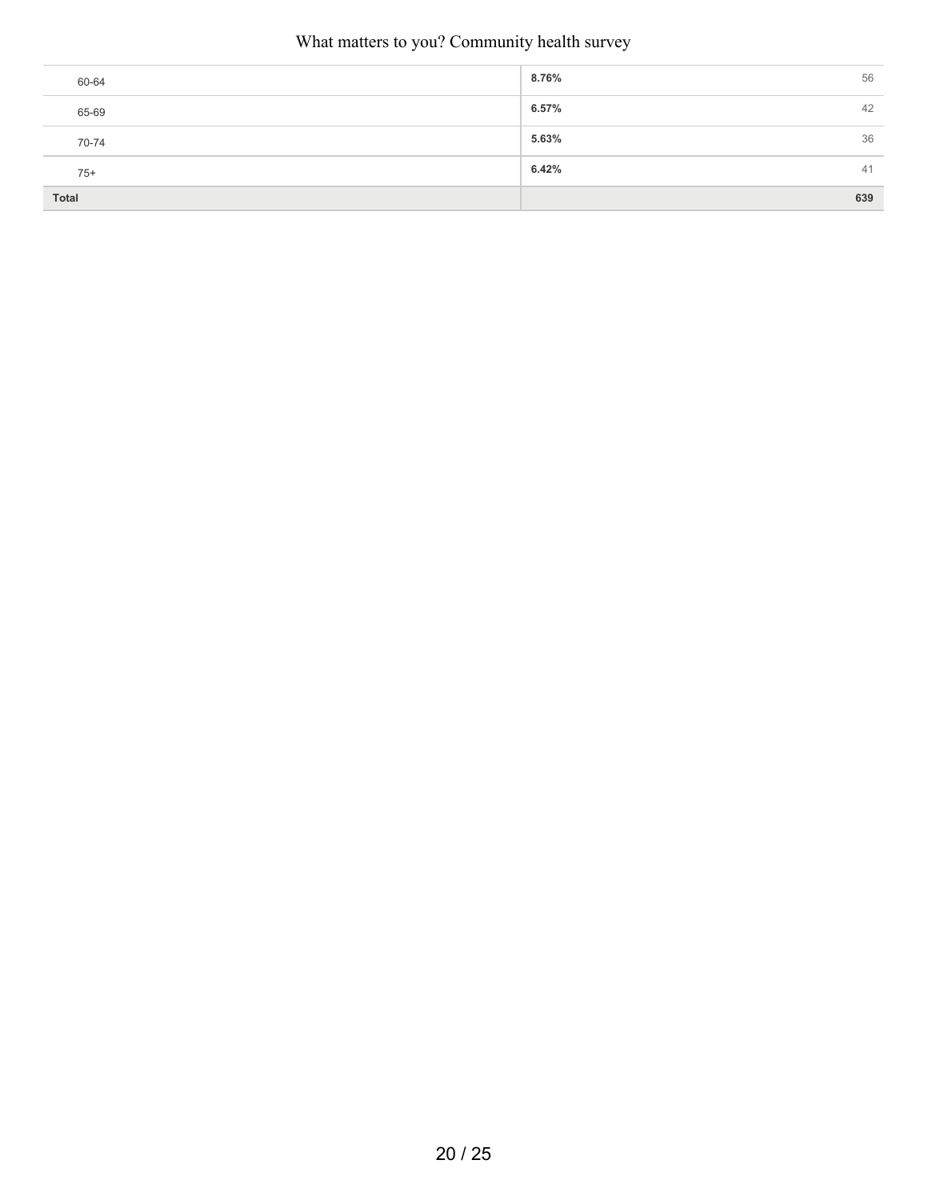| | | |
|---|---|---|
| 60-64 | **8.76%** | 56 |
| 65-69 | **6.57%** | 42 |
| 70-74 | **5.63%** | 36 |
| 75+ | **6.42%** | 41 |
| **Total** | | **639** |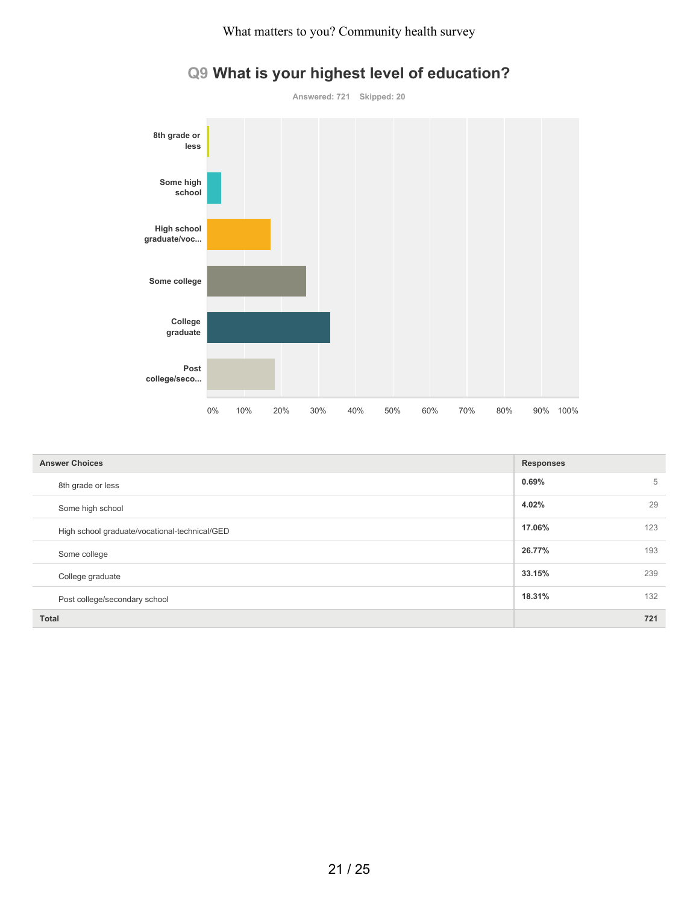## Q9 What is your highest level of education?

Answered: 721 Skipped: 20

| Answer Choices | Responses | |
|---|---|---|
| 8th grade or less | 0.69% | 5 |
| Some high school | 4.02% | 29 |
| High school graduate/vocational-technical/GED | 17.06% | 123 |
| Some college | 26.77% | 193 |
| College graduate | 33.15% | 239 |
| Post college/secondary school | 18.31% | 132 |
| **Total** | | **721** |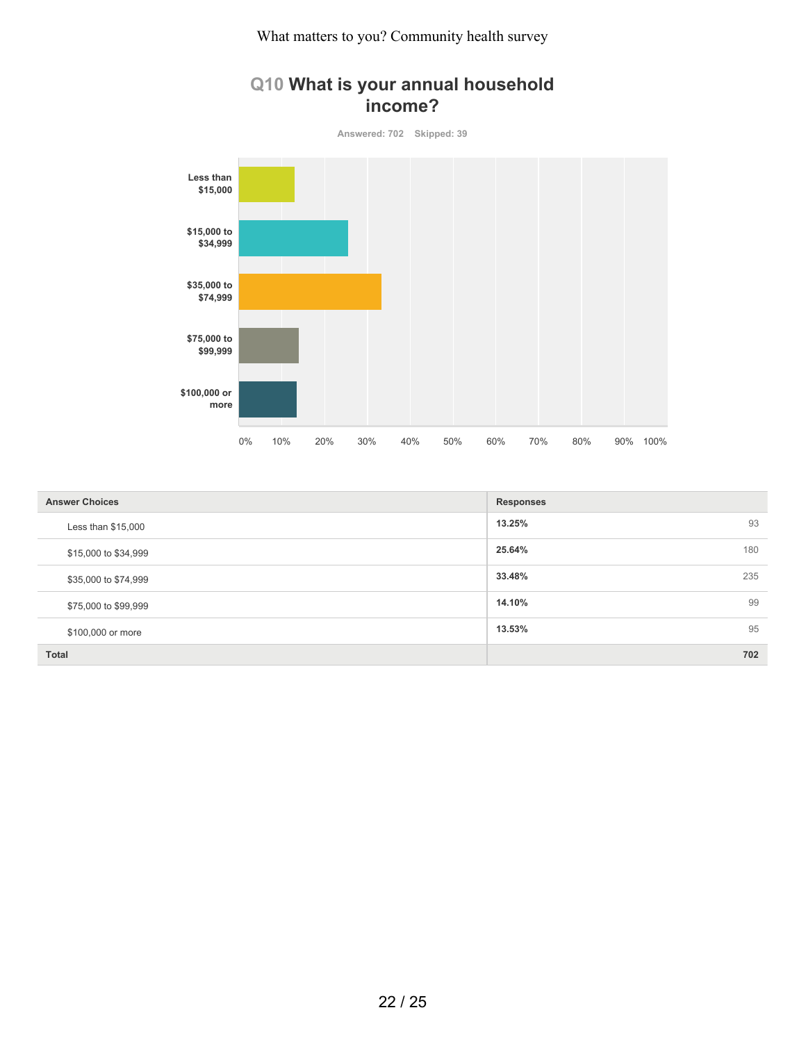## Q10 What is your annual household income?

Answered: 702 Skipped: 39

| Answer Choices | Responses | |
|---|---|---|
| Less than $15,000 | 13.25% | 93 |
| $15,000 to $34,999 | 25.64% | 180 |
| $35,000 to $74,999 | 33.48% | 235 |
| $75,000 to $99,999 | 14.10% | 99 |
| $100,000 or more | 13.53% | 95 |
| **Total** | | **702** |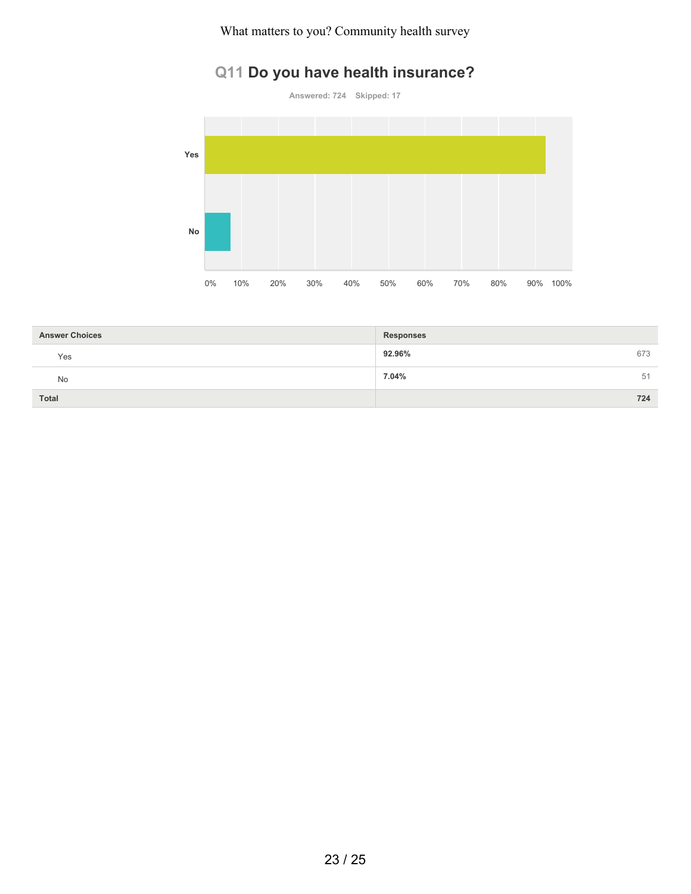## Q11 Do you have health insurance?

Answered: 724 Skipped: 17

| Answer Choices | Responses | |
|---|---|---|
| Yes | **92.96%** | 673 |
| No | **7.04%** | 51 |
| **Total** | | **724** |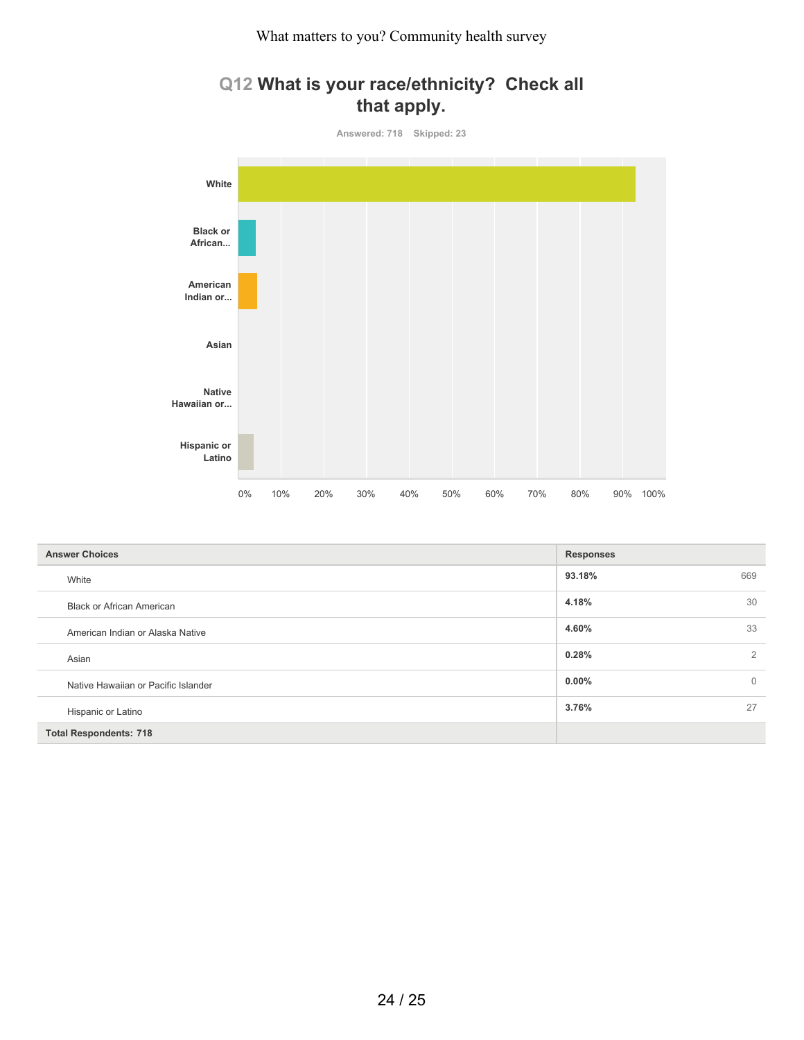## Q12 What is your race/ethnicity? Check all that apply.

Answered: 718 Skipped: 23

| Answer Choices | Responses | |
|---|---|---|
| White | 93.18% | 669 |
| Black or African American | 4.18% | 30 |
| American Indian or Alaska Native | 4.60% | 33 |
| Asian | 0.28% | 2 |
| Native Hawaiian or Pacific Islander | 0.00% | 0 |
| Hispanic or Latino | 3.76% | 27 |
| **Total Respondents: 718** | | |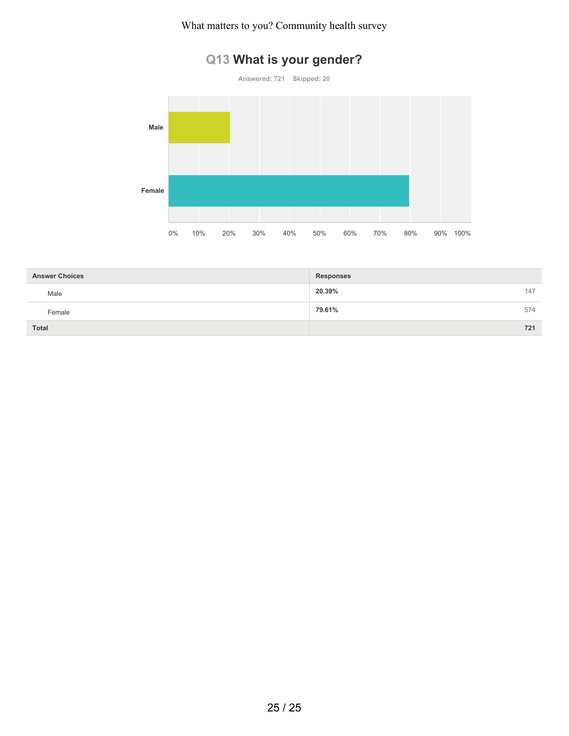## Q13 What is your gender?

Answered: 721 Skipped: 20

Male

Female

0% 10% 20% 30% 40% 50% 60% 70% 80% 90% 100%

| Answer Choices | Responses | |
|---|---|---|
| Male | 20.39% | 147 |
| Female | 79.61% | 574 |
| **Total** | | **721** |